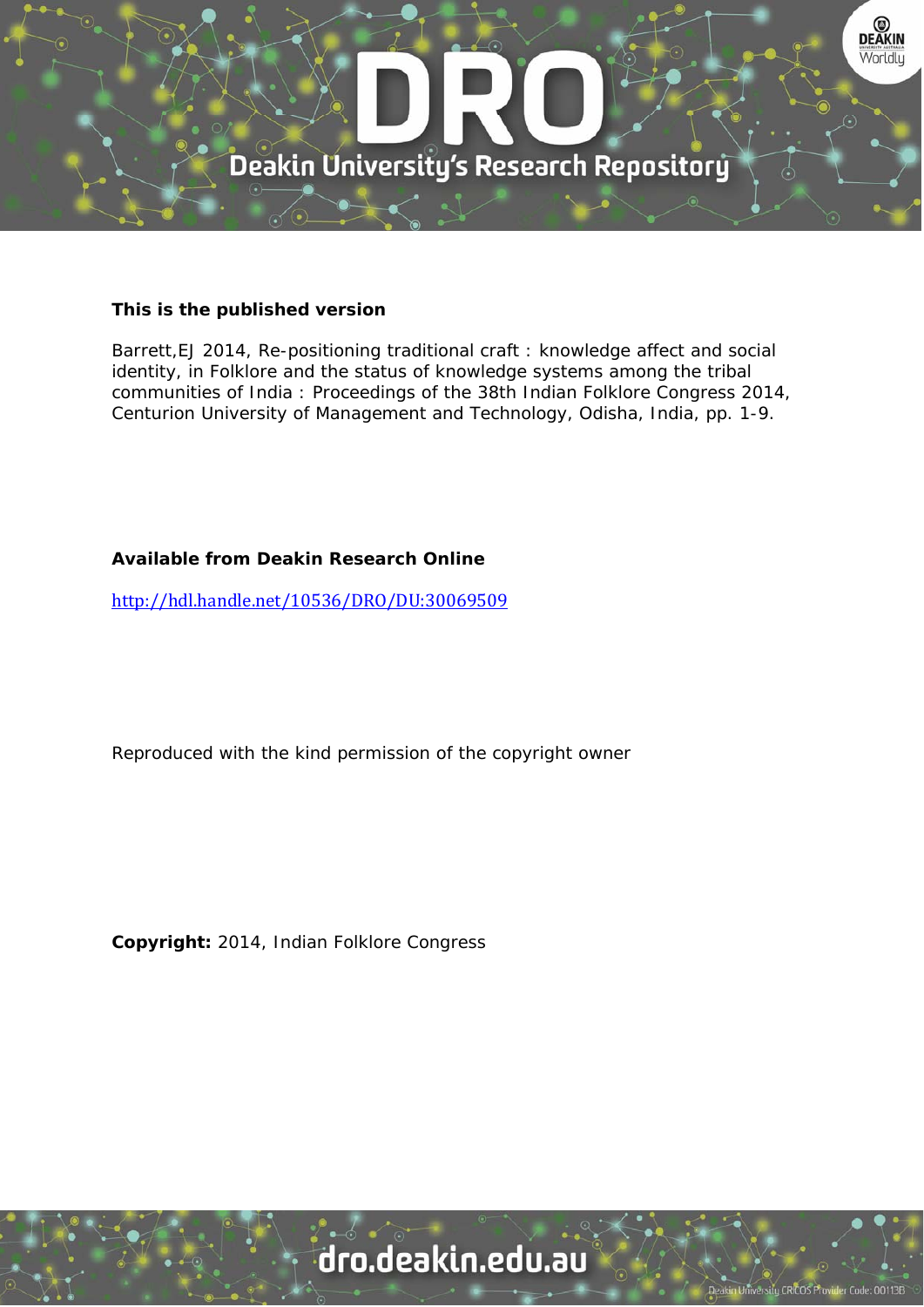**This is the published version**

Barrett,EJ 2014, Re-positioning traditional craft : knowledge affect and social identity, in Folklore and the status of knowledge systems among the tribal communities of India : Proceedings of the 38th Indian Folklore Congress 2014, Centurion University of Management and Technology, Odisha, India, pp. 1-9.

**Available from Deakin Research Online**

http://hdl.handle.net/10536/DRO/DU:30069509

Reproduced with the kind permission of the copyright owner

**Copyright:** 2014, Indian Folklore Congress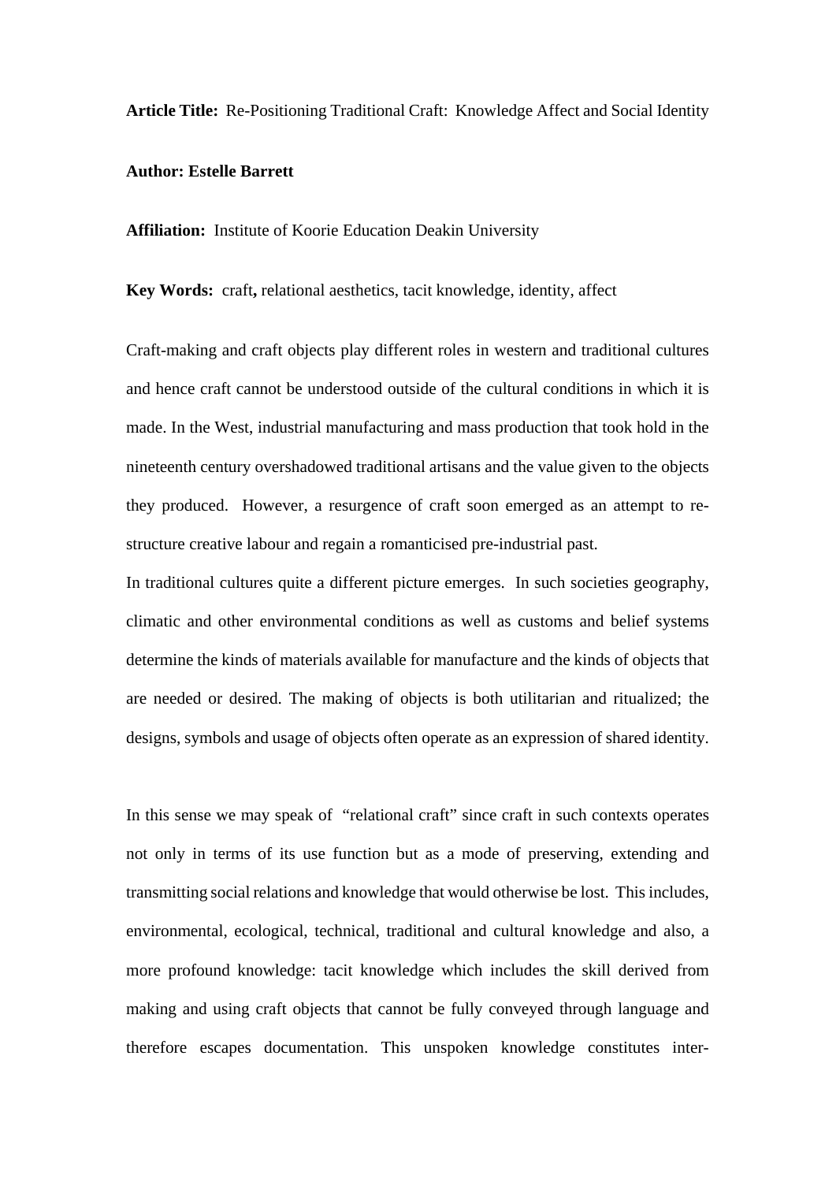**Article Title:** Re-Positioning Traditional Craft: Knowledge Affect and Social Identity

**Author: Estelle Barrett**

**Affiliation:** Institute of Koorie Education Deakin University

**Key Words:** craft**,** relational aesthetics, tacit knowledge, identity, affect

Craft-making and craft objects play different roles in western and traditional cultures and hence craft cannot be understood outside of the cultural conditions in which it is made. In the West, industrial manufacturing and mass production that took hold in the nineteenth century overshadowed traditional artisans and the value given to the objects they produced. However, a resurgence of craft soon emerged as an attempt to re-structure creative labour and regain a romanticised pre-industrial past.

In traditional cultures quite a different picture emerges. In such societies geography, climatic and other environmental conditions as well as customs and belief systems determine the kinds of materials available for manufacture and the kinds of objects that are needed or desired. The making of objects is both utilitarian and ritualized; the designs, symbols and usage of objects often operate as an expression of shared identity.

In this sense we may speak of "relational craft" since craft in such contexts operates not only in terms of its use function but as a mode of preserving, extending and transmitting social relations and knowledge that would otherwise be lost. This includes, environmental, ecological, technical, traditional and cultural knowledge and also, a more profound knowledge: tacit knowledge which includes the skill derived from making and using craft objects that cannot be fully conveyed through language and therefore escapes documentation. This unspoken knowledge constitutes inter-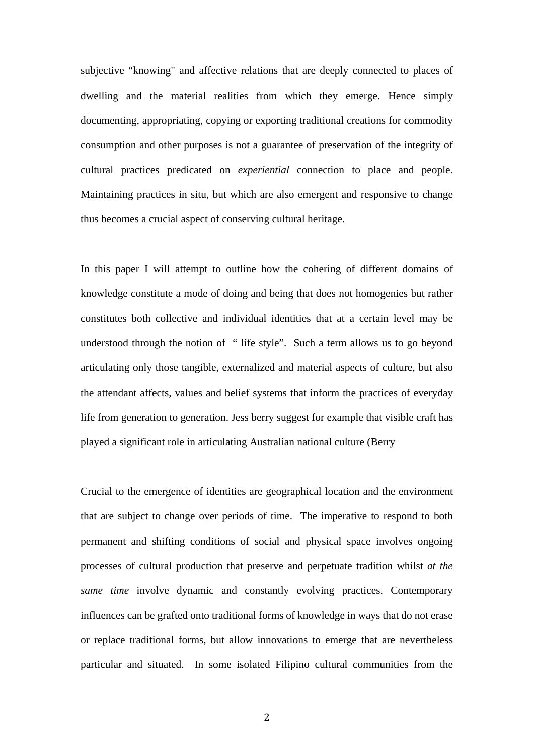subjective “knowing" and affective relations that are deeply connected to places of dwelling and the material realities from which they emerge. Hence simply documenting, appropriating, copying or exporting traditional creations for commodity consumption and other purposes is not a guarantee of preservation of the integrity of cultural practices predicated on *experiential* connection to place and people. Maintaining practices in situ, but which are also emergent and responsive to change thus becomes a crucial aspect of conserving cultural heritage.

In this paper I will attempt to outline how the cohering of different domains of knowledge constitute a mode of doing and being that does not homogenies but rather constitutes both collective and individual identities that at a certain level may be understood through the notion of  “ life style”.  Such a term allows us to go beyond articulating only those tangible, externalized and material aspects of culture, but also the attendant affects, values and belief systems that inform the practices of everyday life from generation to generation. Jess berry suggest for example that visible craft has played a significant role in articulating Australian national culture (Berry

Crucial to the emergence of identities are geographical location and the environment that are subject to change over periods of time.  The imperative to respond to both permanent and shifting conditions of social and physical space involves ongoing processes of cultural production that preserve and perpetuate tradition whilst *at the same time* involve dynamic and constantly evolving practices. Contemporary influences can be grafted onto traditional forms of knowledge in ways that do not erase or replace traditional forms, but allow innovations to emerge that are nevertheless particular and situated.  In some isolated Filipino cultural communities from the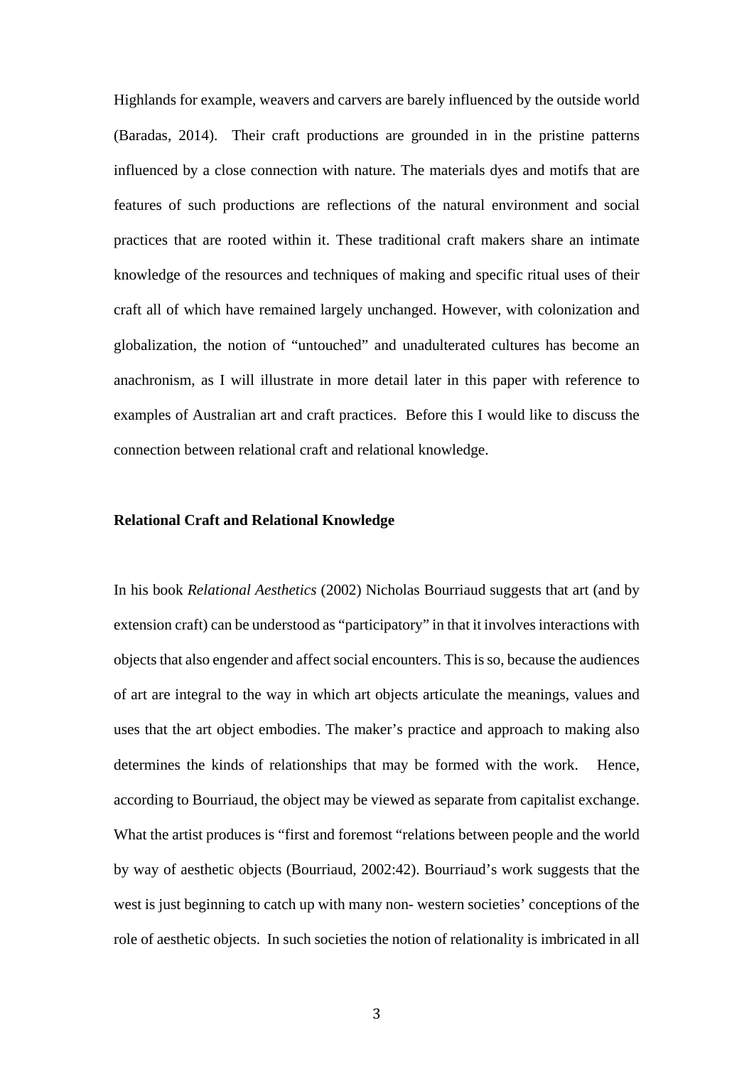Highlands for example, weavers and carvers are barely influenced by the outside world (Baradas, 2014). Their craft productions are grounded in in the pristine patterns influenced by a close connection with nature. The materials dyes and motifs that are features of such productions are reflections of the natural environment and social practices that are rooted within it. These traditional craft makers share an intimate knowledge of the resources and techniques of making and specific ritual uses of their craft all of which have remained largely unchanged. However, with colonization and globalization, the notion of "untouched" and unadulterated cultures has become an anachronism, as I will illustrate in more detail later in this paper with reference to examples of Australian art and craft practices. Before this I would like to discuss the connection between relational craft and relational knowledge.

**Relational Craft and Relational Knowledge**

In his book *Relational Aesthetics* (2002) Nicholas Bourriaud suggests that art (and by extension craft) can be understood as "participatory" in that it involves interactions with objects that also engender and affect social encounters. This is so, because the audiences of art are integral to the way in which art objects articulate the meanings, values and uses that the art object embodies. The maker's practice and approach to making also determines the kinds of relationships that may be formed with the work. Hence, according to Bourriaud, the object may be viewed as separate from capitalist exchange. What the artist produces is "first and foremost "relations between people and the world by way of aesthetic objects (Bourriaud, 2002:42). Bourriaud's work suggests that the west is just beginning to catch up with many non- western societies' conceptions of the role of aesthetic objects. In such societies the notion of relationality is imbricated in all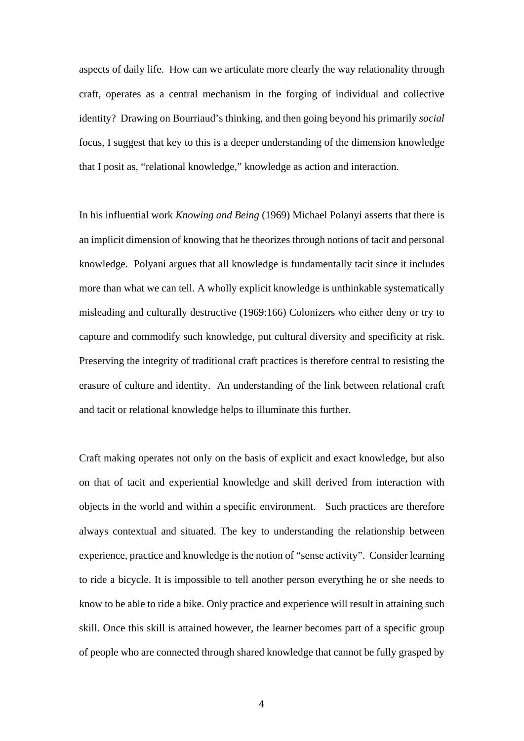aspects of daily life. How can we articulate more clearly the way relationality through craft, operates as a central mechanism in the forging of individual and collective identity? Drawing on Bourriaud's thinking, and then going beyond his primarily *social* focus, I suggest that key to this is a deeper understanding of the dimension knowledge that I posit as, "relational knowledge," knowledge as action and interaction.

In his influential work *Knowing and Being* (1969) Michael Polanyi asserts that there is an implicit dimension of knowing that he theorizes through notions of tacit and personal knowledge. Polyani argues that all knowledge is fundamentally tacit since it includes more than what we can tell. A wholly explicit knowledge is unthinkable systematically misleading and culturally destructive (1969:166) Colonizers who either deny or try to capture and commodify such knowledge, put cultural diversity and specificity at risk. Preserving the integrity of traditional craft practices is therefore central to resisting the erasure of culture and identity. An understanding of the link between relational craft and tacit or relational knowledge helps to illuminate this further.

Craft making operates not only on the basis of explicit and exact knowledge, but also on that of tacit and experiential knowledge and skill derived from interaction with objects in the world and within a specific environment. Such practices are therefore always contextual and situated. The key to understanding the relationship between experience, practice and knowledge is the notion of "sense activity". Consider learning to ride a bicycle. It is impossible to tell another person everything he or she needs to know to be able to ride a bike. Only practice and experience will result in attaining such skill. Once this skill is attained however, the learner becomes part of a specific group of people who are connected through shared knowledge that cannot be fully grasped by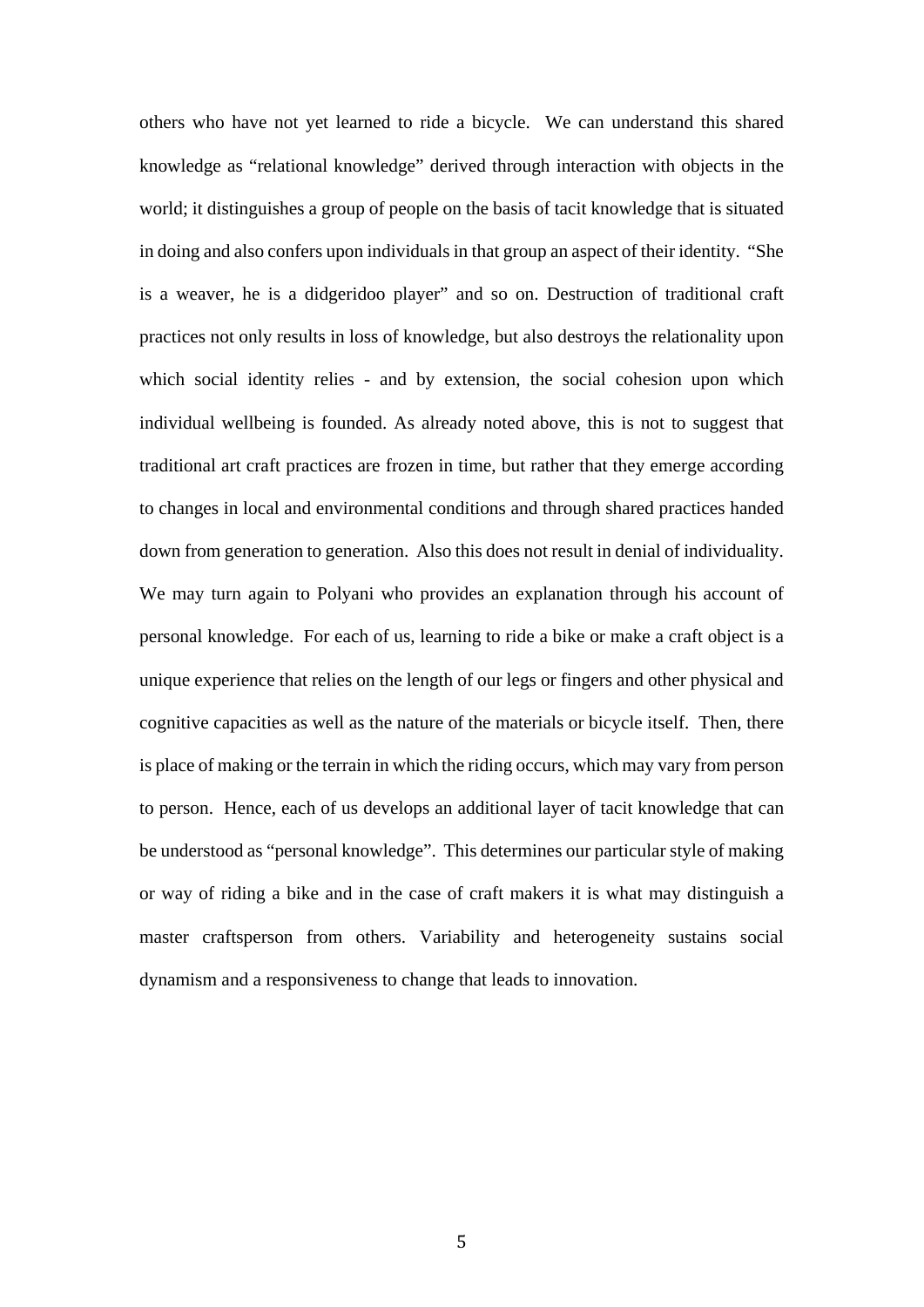others who have not yet learned to ride a bicycle. We can understand this shared knowledge as "relational knowledge" derived through interaction with objects in the world; it distinguishes a group of people on the basis of tacit knowledge that is situated in doing and also confers upon individuals in that group an aspect of their identity. "She is a weaver, he is a didgeridoo player" and so on. Destruction of traditional craft practices not only results in loss of knowledge, but also destroys the relationality upon which social identity relies - and by extension, the social cohesion upon which individual wellbeing is founded. As already noted above, this is not to suggest that traditional art craft practices are frozen in time, but rather that they emerge according to changes in local and environmental conditions and through shared practices handed down from generation to generation. Also this does not result in denial of individuality. We may turn again to Polyani who provides an explanation through his account of personal knowledge. For each of us, learning to ride a bike or make a craft object is a unique experience that relies on the length of our legs or fingers and other physical and cognitive capacities as well as the nature of the materials or bicycle itself. Then, there is place of making or the terrain in which the riding occurs, which may vary from person to person. Hence, each of us develops an additional layer of tacit knowledge that can be understood as "personal knowledge". This determines our particular style of making or way of riding a bike and in the case of craft makers it is what may distinguish a master craftsperson from others. Variability and heterogeneity sustains social dynamism and a responsiveness to change that leads to innovation.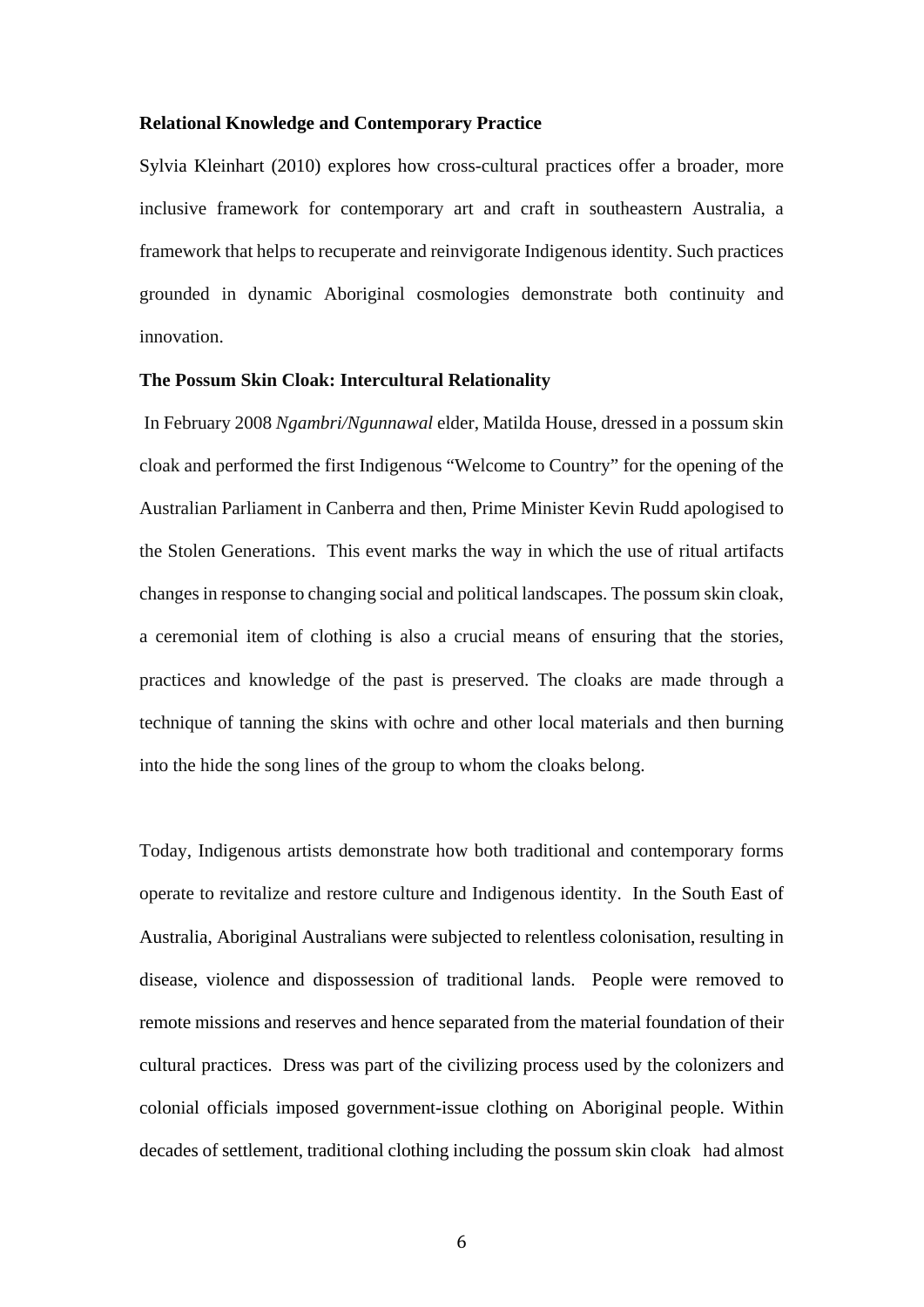**Relational Knowledge and Contemporary Practice**

Sylvia Kleinhart (2010) explores how cross-cultural practices offer a broader, more inclusive framework for contemporary art and craft in southeastern Australia, a framework that helps to recuperate and reinvigorate Indigenous identity. Such practices grounded in dynamic Aboriginal cosmologies demonstrate both continuity and innovation.

**The Possum Skin Cloak: Intercultural Relationality**

In February 2008 *Ngambri/Ngunnawal* elder, Matilda House, dressed in a possum skin cloak and performed the first Indigenous "Welcome to Country" for the opening of the Australian Parliament in Canberra and then, Prime Minister Kevin Rudd apologised to the Stolen Generations. This event marks the way in which the use of ritual artifacts changes in response to changing social and political landscapes. The possum skin cloak, a ceremonial item of clothing is also a crucial means of ensuring that the stories, practices and knowledge of the past is preserved. The cloaks are made through a technique of tanning the skins with ochre and other local materials and then burning into the hide the song lines of the group to whom the cloaks belong.

Today, Indigenous artists demonstrate how both traditional and contemporary forms operate to revitalize and restore culture and Indigenous identity. In the South East of Australia, Aboriginal Australians were subjected to relentless colonisation, resulting in disease, violence and dispossession of traditional lands. People were removed to remote missions and reserves and hence separated from the material foundation of their cultural practices. Dress was part of the civilizing process used by the colonizers and colonial officials imposed government-issue clothing on Aboriginal people. Within decades of settlement, traditional clothing including the possum skin cloak had almost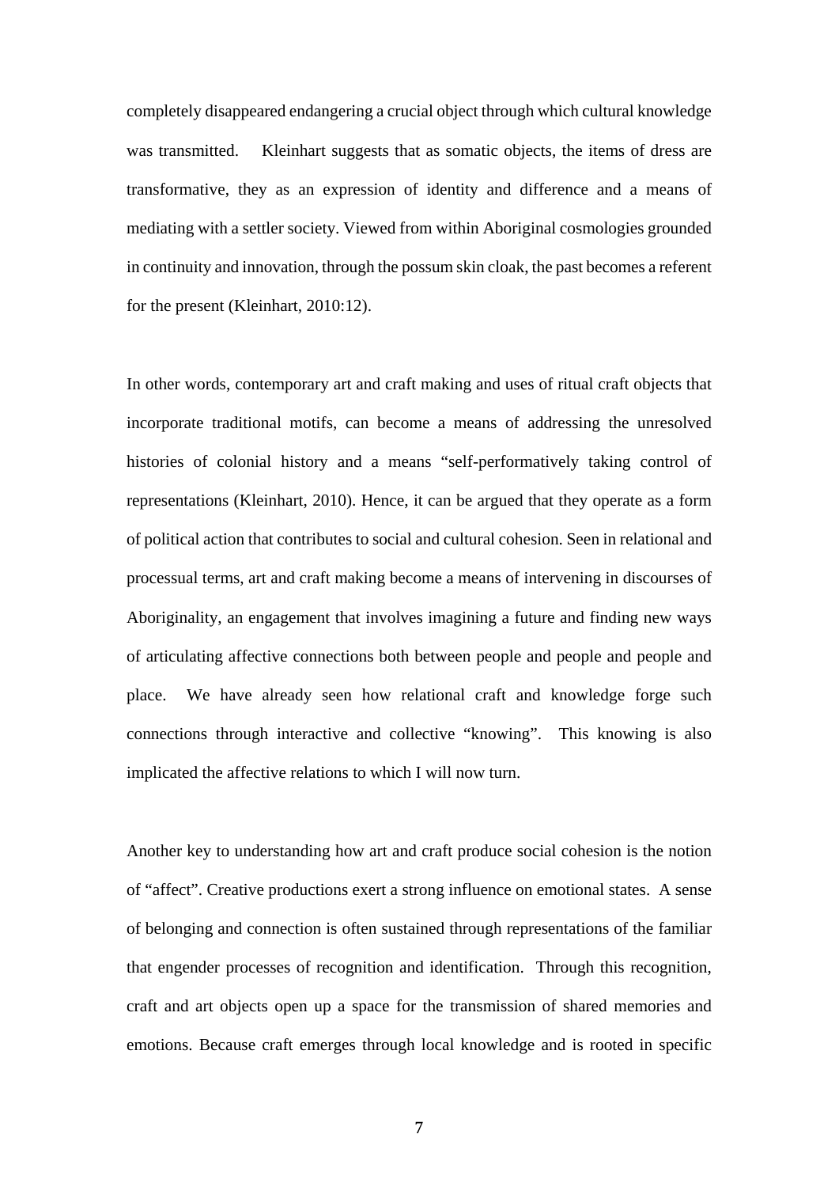completely disappeared endangering a crucial object through which cultural knowledge was transmitted. Kleinhart suggests that as somatic objects, the items of dress are transformative, they as an expression of identity and difference and a means of mediating with a settler society. Viewed from within Aboriginal cosmologies grounded in continuity and innovation, through the possum skin cloak, the past becomes a referent for the present (Kleinhart, 2010:12).

In other words, contemporary art and craft making and uses of ritual craft objects that incorporate traditional motifs, can become a means of addressing the unresolved histories of colonial history and a means "self-performatively taking control of representations (Kleinhart, 2010). Hence, it can be argued that they operate as a form of political action that contributes to social and cultural cohesion. Seen in relational and processual terms, art and craft making become a means of intervening in discourses of Aboriginality, an engagement that involves imagining a future and finding new ways of articulating affective connections both between people and people and people and place. We have already seen how relational craft and knowledge forge such connections through interactive and collective "knowing". This knowing is also implicated the affective relations to which I will now turn.

Another key to understanding how art and craft produce social cohesion is the notion of "affect". Creative productions exert a strong influence on emotional states. A sense of belonging and connection is often sustained through representations of the familiar that engender processes of recognition and identification. Through this recognition, craft and art objects open up a space for the transmission of shared memories and emotions. Because craft emerges through local knowledge and is rooted in specific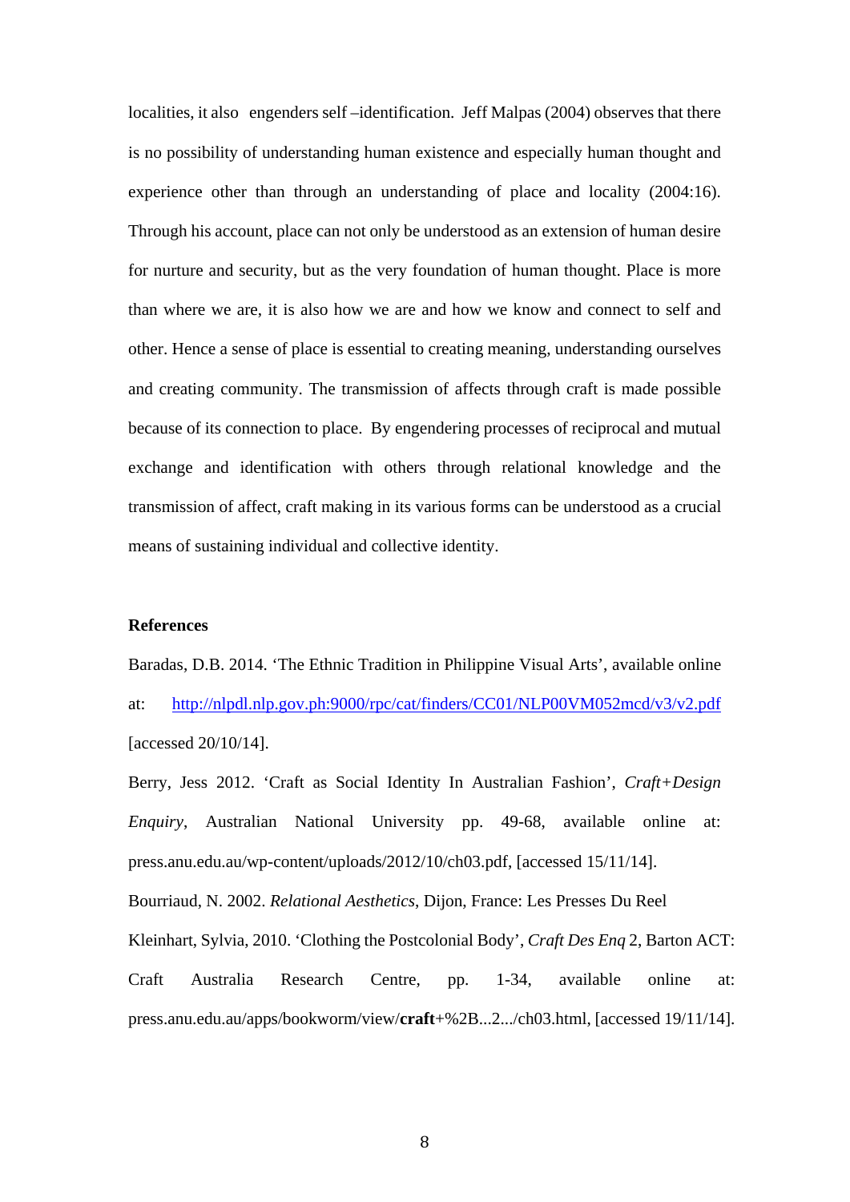localities, it also engenders self –identification. Jeff Malpas (2004) observes that there is no possibility of understanding human existence and especially human thought and experience other than through an understanding of place and locality (2004:16). Through his account, place can not only be understood as an extension of human desire for nurture and security, but as the very foundation of human thought. Place is more than where we are, it is also how we are and how we know and connect to self and other. Hence a sense of place is essential to creating meaning, understanding ourselves and creating community. The transmission of affects through craft is made possible because of its connection to place. By engendering processes of reciprocal and mutual exchange and identification with others through relational knowledge and the transmission of affect, craft making in its various forms can be understood as a crucial means of sustaining individual and collective identity.

**References**

Baradas, D.B. 2014. 'The Ethnic Tradition in Philippine Visual Arts', available online at: http://nlpdl.nlp.gov.ph:9000/rpc/cat/finders/CC01/NLP00VM052mcd/v3/v2.pdf [accessed 20/10/14].

Berry, Jess 2012. 'Craft as Social Identity In Australian Fashion', *Craft+Design Enquiry*, Australian National University pp. 49-68, available online at: press.anu.edu.au/wp-content/uploads/2012/10/ch03.pdf, [accessed 15/11/14].

Bourriaud, N. 2002. *Relational Aesthetics*, Dijon, France: Les Presses Du Reel

Kleinhart, Sylvia, 2010. 'Clothing the Postcolonial Body', *Craft Des Enq* 2, Barton ACT: Craft Australia Research Centre, pp. 1-34, available online at: press.anu.edu.au/apps/bookworm/view/**craft**+%2B...2.../ch03.html, [accessed 19/11/14].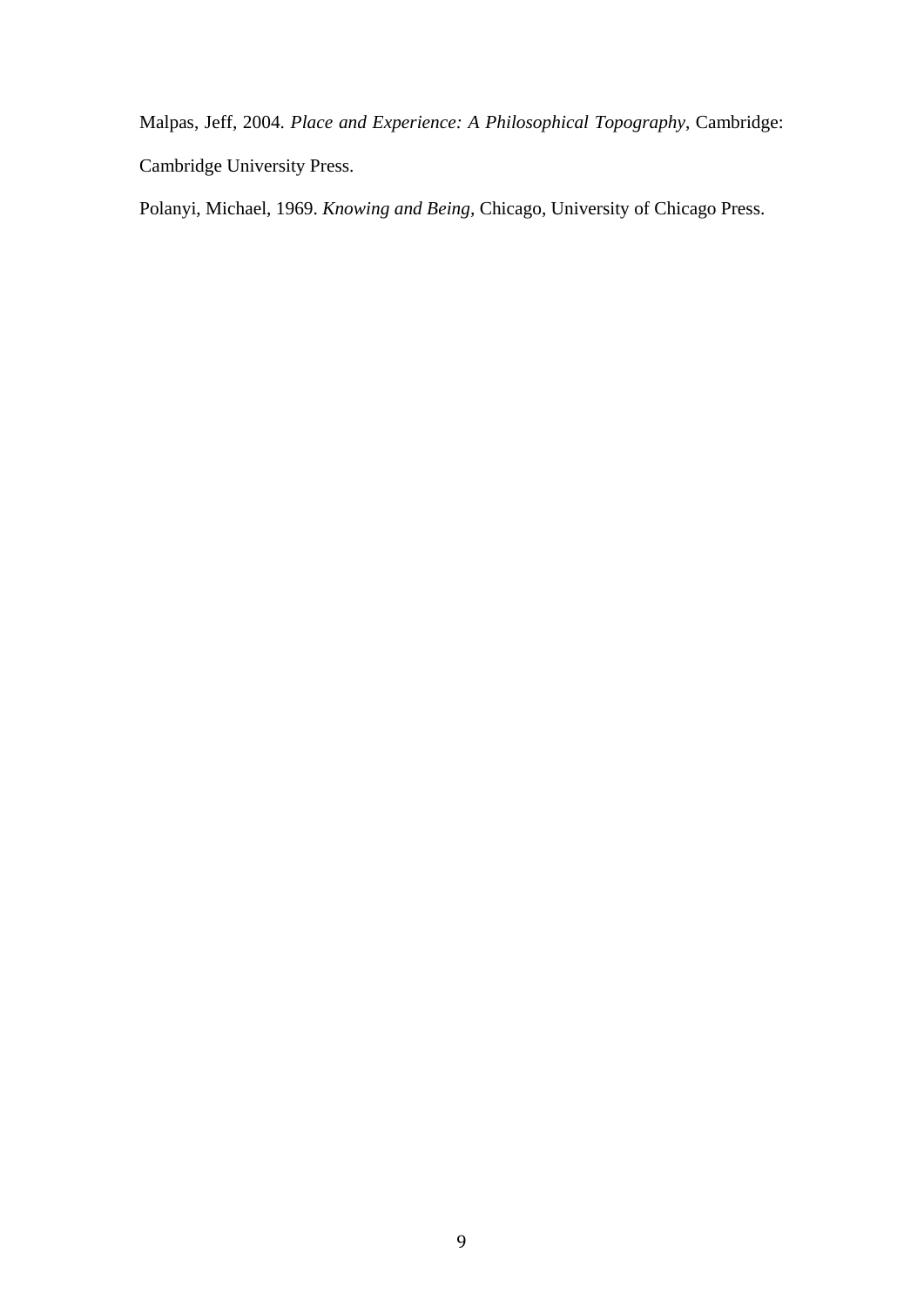Malpas, Jeff, 2004. *Place and Experience: A Philosophical Topography*, Cambridge: Cambridge University Press.

Polanyi, Michael, 1969. *Knowing and Being*, Chicago, University of Chicago Press.